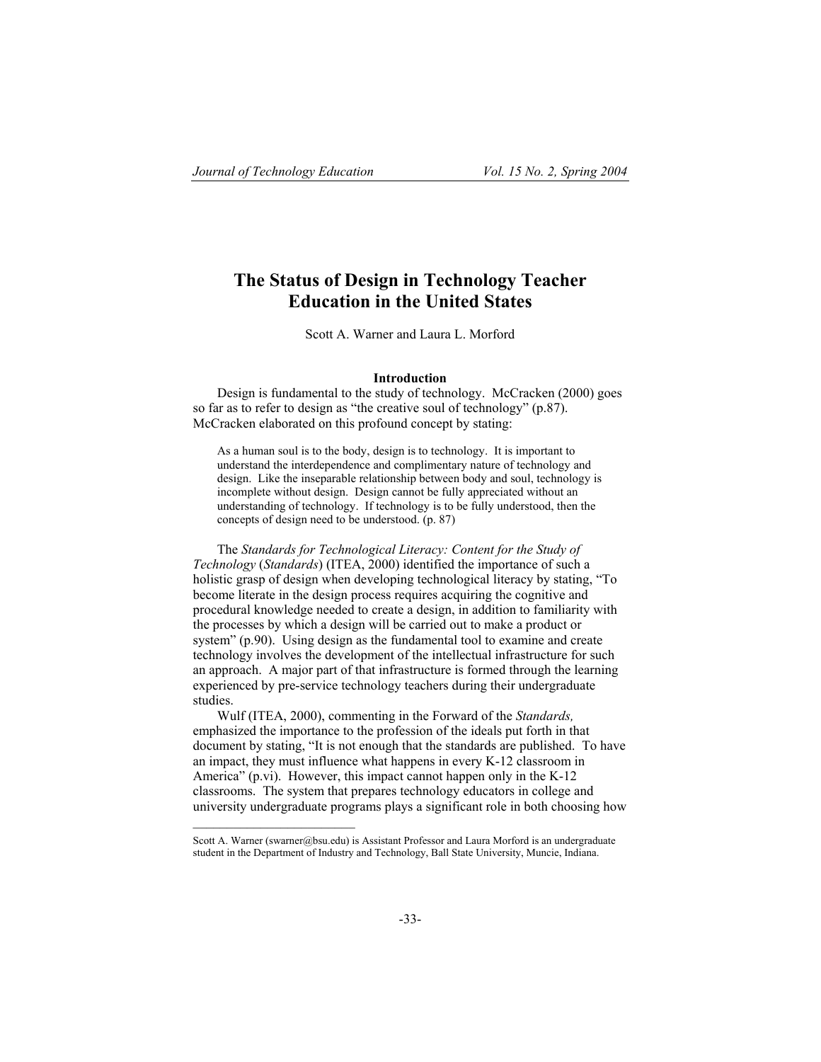# The Status of Design in Technology Teacher Education in the United States

Scott A. Warner and Laura L. Morford

## Introduction

Design is fundamental to the study of technology. McCracken (2000) goes so far as to refer to design as "the creative soul of technology" (p.87). McCracken elaborated on this profound concept by stating:

> As a human soul is to the body, design is to technology. It is important to understand the interdependence and complimentary nature of technology and design. Like the inseparable relationship between body and soul, technology is incomplete without design. Design cannot be fully appreciated without an understanding of technology. If technology is to be fully understood, then the concepts of design need to be understood. (p. 87)

The *Standards for Technological Literacy: Content for the Study of Technology* (*Standards*) (ITEA, 2000) identified the importance of such a holistic grasp of design when developing technological literacy by stating, "To become literate in the design process requires acquiring the cognitive and procedural knowledge needed to create a design, in addition to familiarity with the processes by which a design will be carried out to make a product or system" (p.90). Using design as the fundamental tool to examine and create technology involves the development of the intellectual infrastructure for such an approach. A major part of that infrastructure is formed through the learning experienced by pre-service technology teachers during their undergraduate studies.

Wulf (ITEA, 2000), commenting in the Forward of the *Standards,* emphasized the importance to the profession of the ideals put forth in that document by stating, "It is not enough that the standards are published. To have an impact, they must influence what happens in every K-12 classroom in America" (p.vi). However, this impact cannot happen only in the K-12 classrooms. The system that prepares technology educators in college and university undergraduate programs plays a significant role in both choosing how

---

Scott A. Warner (swarner@bsu.edu) is Assistant Professor and Laura Morford is an undergraduate student in the Department of Industry and Technology, Ball State University, Muncie, Indiana.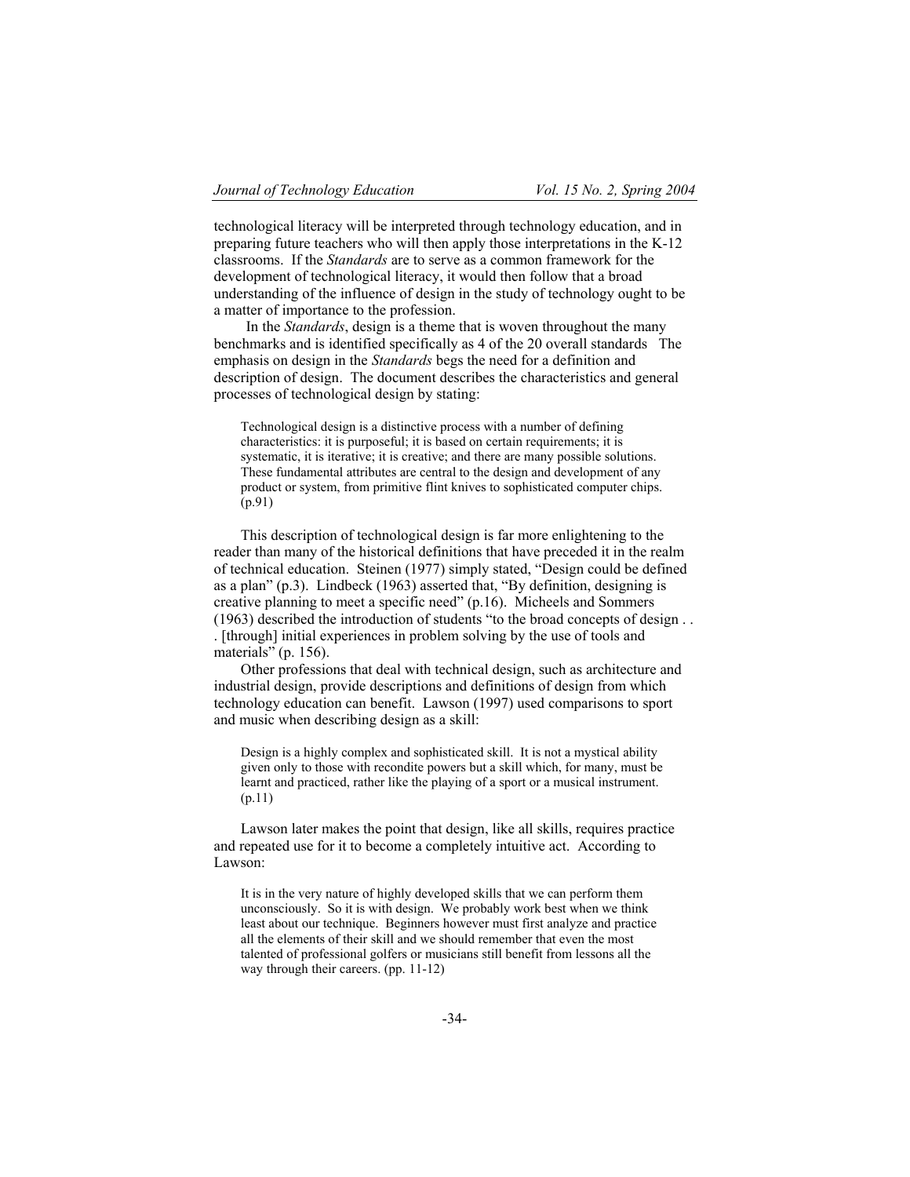technological literacy will be interpreted through technology education, and in preparing future teachers who will then apply those interpretations in the K-12 classrooms. If the *Standards* are to serve as a common framework for the development of technological literacy, it would then follow that a broad understanding of the influence of design in the study of technology ought to be a matter of importance to the profession.

In the *Standards*, design is a theme that is woven throughout the many benchmarks and is identified specifically as 4 of the 20 overall standards The emphasis on design in the *Standards* begs the need for a definition and description of design. The document describes the characteristics and general processes of technological design by stating:

> Technological design is a distinctive process with a number of defining characteristics: it is purposeful; it is based on certain requirements; it is systematic, it is iterative; it is creative; and there are many possible solutions. These fundamental attributes are central to the design and development of any product or system, from primitive flint knives to sophisticated computer chips. (p.91)

This description of technological design is far more enlightening to the reader than many of the historical definitions that have preceded it in the realm of technical education. Steinen (1977) simply stated, "Design could be defined as a plan" (p.3). Lindbeck (1963) asserted that, "By definition, designing is creative planning to meet a specific need" (p.16). Micheels and Sommers (1963) described the introduction of students "to the broad concepts of design . . . [through] initial experiences in problem solving by the use of tools and materials" (p. 156).

Other professions that deal with technical design, such as architecture and industrial design, provide descriptions and definitions of design from which technology education can benefit. Lawson (1997) used comparisons to sport and music when describing design as a skill:

> Design is a highly complex and sophisticated skill. It is not a mystical ability given only to those with recondite powers but a skill which, for many, must be learnt and practiced, rather like the playing of a sport or a musical instrument. (p.11)

Lawson later makes the point that design, like all skills, requires practice and repeated use for it to become a completely intuitive act. According to Lawson:

> It is in the very nature of highly developed skills that we can perform them unconsciously. So it is with design. We probably work best when we think least about our technique. Beginners however must first analyze and practice all the elements of their skill and we should remember that even the most talented of professional golfers or musicians still benefit from lessons all the way through their careers. (pp. 11-12)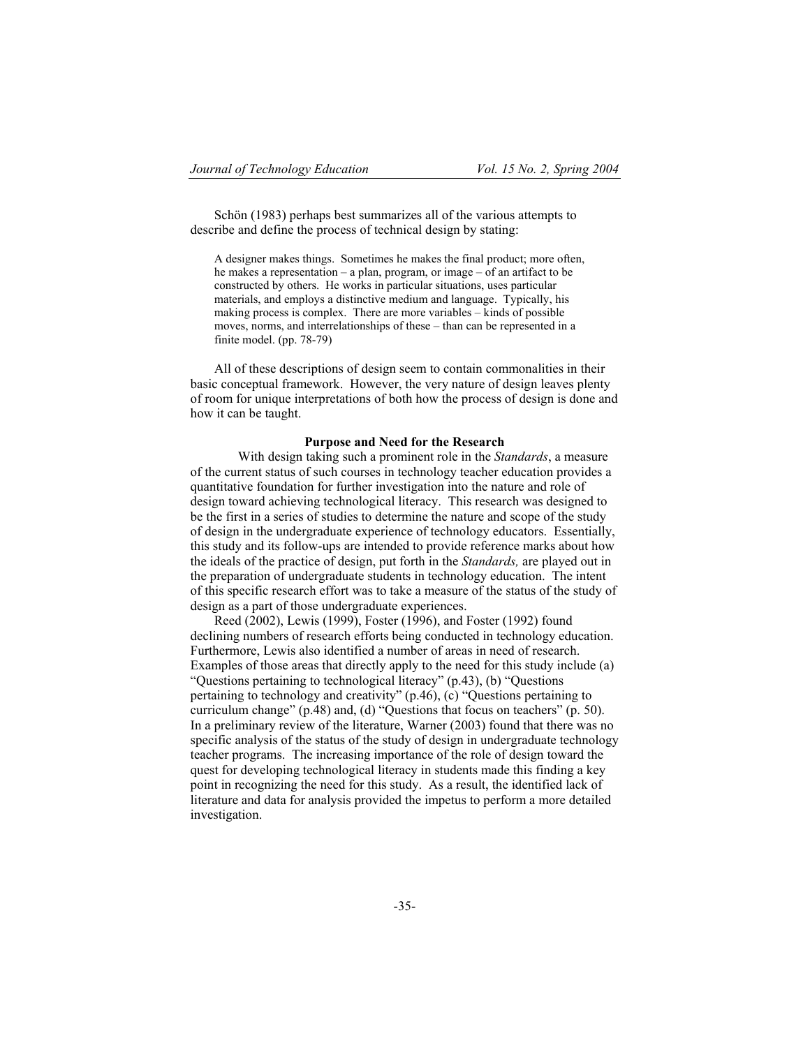Schön (1983) perhaps best summarizes all of the various attempts to describe and define the process of technical design by stating:

> A designer makes things. Sometimes he makes the final product; more often, he makes a representation – a plan, program, or image – of an artifact to be constructed by others. He works in particular situations, uses particular materials, and employs a distinctive medium and language. Typically, his making process is complex. There are more variables – kinds of possible moves, norms, and interrelationships of these – than can be represented in a finite model. (pp. 78-79)

All of these descriptions of design seem to contain commonalities in their basic conceptual framework. However, the very nature of design leaves plenty of room for unique interpretations of both how the process of design is done and how it can be taught.

## Purpose and Need for the Research

With design taking such a prominent role in the *Standards*, a measure of the current status of such courses in technology teacher education provides a quantitative foundation for further investigation into the nature and role of design toward achieving technological literacy. This research was designed to be the first in a series of studies to determine the nature and scope of the study of design in the undergraduate experience of technology educators. Essentially, this study and its follow-ups are intended to provide reference marks about how the ideals of the practice of design, put forth in the *Standards,* are played out in the preparation of undergraduate students in technology education. The intent of this specific research effort was to take a measure of the status of the study of design as a part of those undergraduate experiences.

Reed (2002), Lewis (1999), Foster (1996), and Foster (1992) found declining numbers of research efforts being conducted in technology education. Furthermore, Lewis also identified a number of areas in need of research. Examples of those areas that directly apply to the need for this study include (a) "Questions pertaining to technological literacy" (p.43), (b) "Questions pertaining to technology and creativity" (p.46), (c) "Questions pertaining to curriculum change" (p.48) and, (d) "Questions that focus on teachers" (p. 50). In a preliminary review of the literature, Warner (2003) found that there was no specific analysis of the status of the study of design in undergraduate technology teacher programs. The increasing importance of the role of design toward the quest for developing technological literacy in students made this finding a key point in recognizing the need for this study. As a result, the identified lack of literature and data for analysis provided the impetus to perform a more detailed investigation.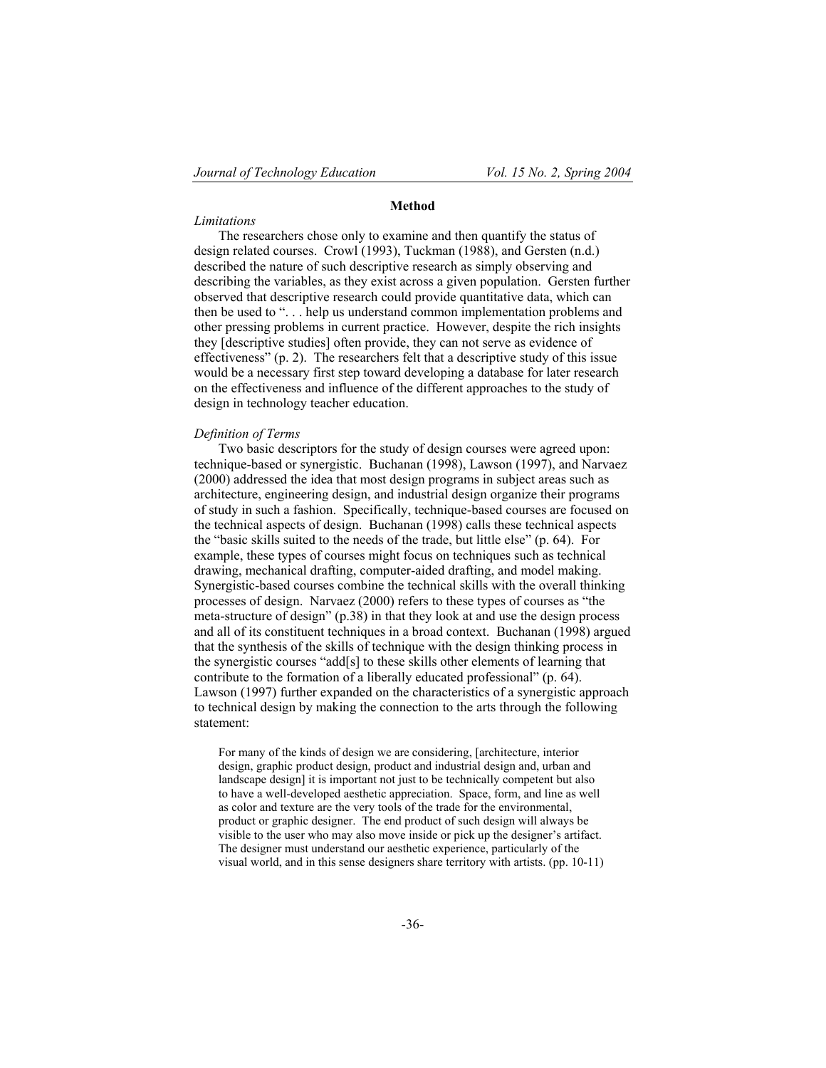## Method

*Limitations*

The researchers chose only to examine and then quantify the status of design related courses. Crowl (1993), Tuckman (1988), and Gersten (n.d.) described the nature of such descriptive research as simply observing and describing the variables, as they exist across a given population. Gersten further observed that descriptive research could provide quantitative data, which can then be used to ". . . help us understand common implementation problems and other pressing problems in current practice. However, despite the rich insights they [descriptive studies] often provide, they can not serve as evidence of effectiveness" (p. 2). The researchers felt that a descriptive study of this issue would be a necessary first step toward developing a database for later research on the effectiveness and influence of the different approaches to the study of design in technology teacher education.

*Definition of Terms*

Two basic descriptors for the study of design courses were agreed upon: technique-based or synergistic. Buchanan (1998), Lawson (1997), and Narvaez (2000) addressed the idea that most design programs in subject areas such as architecture, engineering design, and industrial design organize their programs of study in such a fashion. Specifically, technique-based courses are focused on the technical aspects of design. Buchanan (1998) calls these technical aspects the "basic skills suited to the needs of the trade, but little else" (p. 64). For example, these types of courses might focus on techniques such as technical drawing, mechanical drafting, computer-aided drafting, and model making. Synergistic-based courses combine the technical skills with the overall thinking processes of design. Narvaez (2000) refers to these types of courses as "the meta-structure of design" (p.38) in that they look at and use the design process and all of its constituent techniques in a broad context. Buchanan (1998) argued that the synthesis of the skills of technique with the design thinking process in the synergistic courses "add[s] to these skills other elements of learning that contribute to the formation of a liberally educated professional" (p. 64). Lawson (1997) further expanded on the characteristics of a synergistic approach to technical design by making the connection to the arts through the following statement:

> For many of the kinds of design we are considering, [architecture, interior design, graphic product design, product and industrial design and, urban and landscape design] it is important not just to be technically competent but also to have a well-developed aesthetic appreciation. Space, form, and line as well as color and texture are the very tools of the trade for the environmental, product or graphic designer. The end product of such design will always be visible to the user who may also move inside or pick up the designer's artifact. The designer must understand our aesthetic experience, particularly of the visual world, and in this sense designers share territory with artists. (pp. 10-11)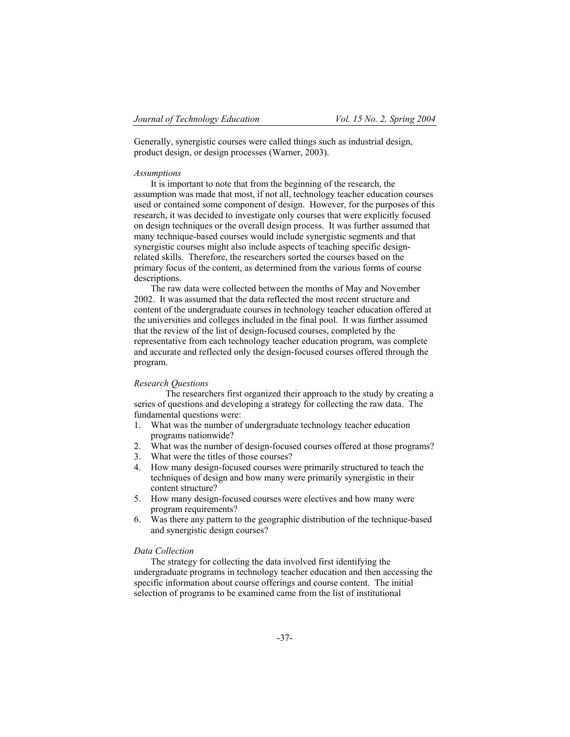Generally, synergistic courses were called things such as industrial design, product design, or design processes (Warner, 2003).

*Assumptions*

It is important to note that from the beginning of the research, the assumption was made that most, if not all, technology teacher education courses used or contained some component of design. However, for the purposes of this research, it was decided to investigate only courses that were explicitly focused on design techniques or the overall design process. It was further assumed that many technique-based courses would include synergistic segments and that synergistic courses might also include aspects of teaching specific design-related skills. Therefore, the researchers sorted the courses based on the primary focus of the content, as determined from the various forms of course descriptions.

The raw data were collected between the months of May and November 2002. It was assumed that the data reflected the most recent structure and content of the undergraduate courses in technology teacher education offered at the universities and colleges included in the final pool. It was further assumed that the review of the list of design-focused courses, completed by the representative from each technology teacher education program, was complete and accurate and reflected only the design-focused courses offered through the program.

*Research Questions*

The researchers first organized their approach to the study by creating a series of questions and developing a strategy for collecting the raw data. The fundamental questions were:

1. What was the number of undergraduate technology teacher education programs nationwide?
2. What was the number of design-focused courses offered at those programs?
3. What were the titles of those courses?
4. How many design-focused courses were primarily structured to teach the techniques of design and how many were primarily synergistic in their content structure?
5. How many design-focused courses were electives and how many were program requirements?
6. Was there any pattern to the geographic distribution of the technique-based and synergistic design courses?

*Data Collection*

The strategy for collecting the data involved first identifying the undergraduate programs in technology teacher education and then accessing the specific information about course offerings and course content. The initial selection of programs to be examined came from the list of institutional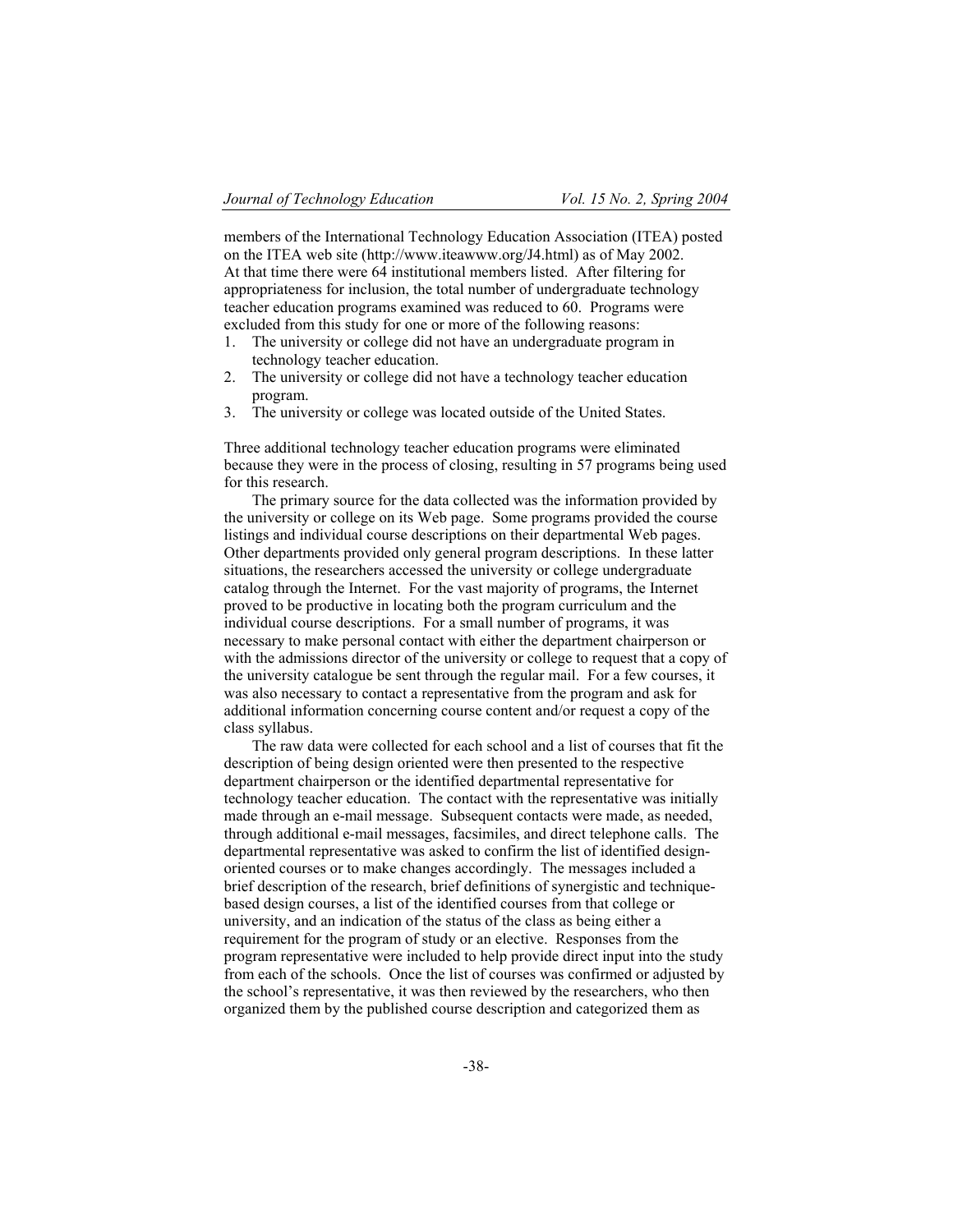members of the International Technology Education Association (ITEA) posted on the ITEA web site (http://www.iteawww.org/J4.html) as of May 2002. At that time there were 64 institutional members listed. After filtering for appropriateness for inclusion, the total number of undergraduate technology teacher education programs examined was reduced to 60. Programs were excluded from this study for one or more of the following reasons:

1. The university or college did not have an undergraduate program in technology teacher education.
2. The university or college did not have a technology teacher education program.
3. The university or college was located outside of the United States.

Three additional technology teacher education programs were eliminated because they were in the process of closing, resulting in 57 programs being used for this research.

The primary source for the data collected was the information provided by the university or college on its Web page. Some programs provided the course listings and individual course descriptions on their departmental Web pages. Other departments provided only general program descriptions. In these latter situations, the researchers accessed the university or college undergraduate catalog through the Internet. For the vast majority of programs, the Internet proved to be productive in locating both the program curriculum and the individual course descriptions. For a small number of programs, it was necessary to make personal contact with either the department chairperson or with the admissions director of the university or college to request that a copy of the university catalogue be sent through the regular mail. For a few courses, it was also necessary to contact a representative from the program and ask for additional information concerning course content and/or request a copy of the class syllabus.

The raw data were collected for each school and a list of courses that fit the description of being design oriented were then presented to the respective department chairperson or the identified departmental representative for technology teacher education. The contact with the representative was initially made through an e-mail message. Subsequent contacts were made, as needed, through additional e-mail messages, facsimiles, and direct telephone calls. The departmental representative was asked to confirm the list of identified design-oriented courses or to make changes accordingly. The messages included a brief description of the research, brief definitions of synergistic and technique-based design courses, a list of the identified courses from that college or university, and an indication of the status of the class as being either a requirement for the program of study or an elective. Responses from the program representative were included to help provide direct input into the study from each of the schools. Once the list of courses was confirmed or adjusted by the school's representative, it was then reviewed by the researchers, who then organized them by the published course description and categorized them as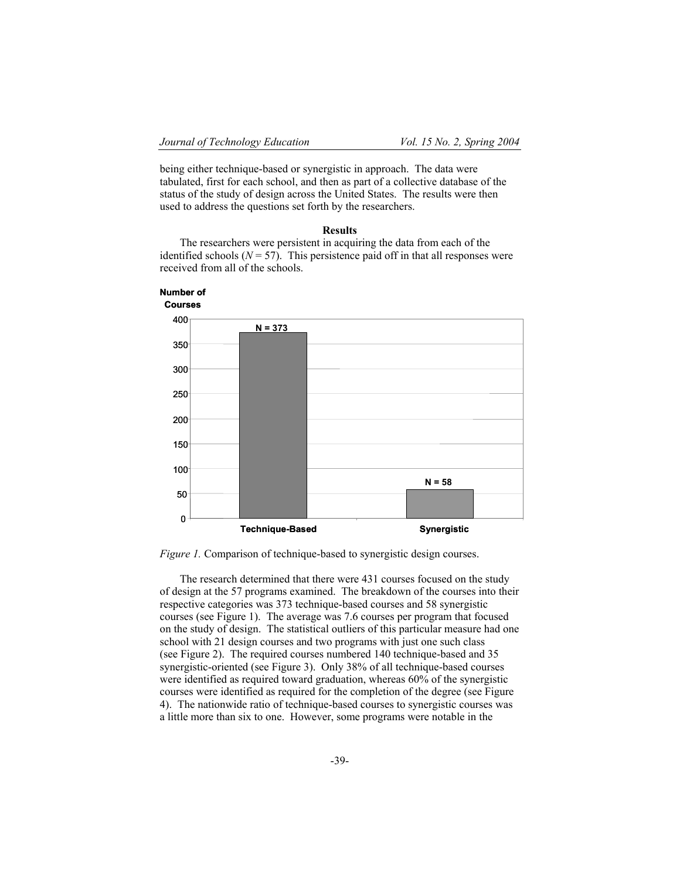being either technique-based or synergistic in approach. The data were tabulated, first for each school, and then as part of a collective database of the status of the study of design across the United States. The results were then used to address the questions set forth by the researchers.

## Results

The researchers were persistent in acquiring the data from each of the identified schools ($N = 57$). This persistence paid off in that all responses were received from all of the schools.

*Figure 1.* Comparison of technique-based to synergistic design courses.

The research determined that there were 431 courses focused on the study of design at the 57 programs examined. The breakdown of the courses into their respective categories was 373 technique-based courses and 58 synergistic courses (see Figure 1). The average was 7.6 courses per program that focused on the study of design. The statistical outliers of this particular measure had one school with 21 design courses and two programs with just one such class (see Figure 2). The required courses numbered 140 technique-based and 35 synergistic-oriented (see Figure 3). Only 38% of all technique-based courses were identified as required toward graduation, whereas 60% of the synergistic courses were identified as required for the completion of the degree (see Figure 4). The nationwide ratio of technique-based courses to synergistic courses was a little more than six to one. However, some programs were notable in the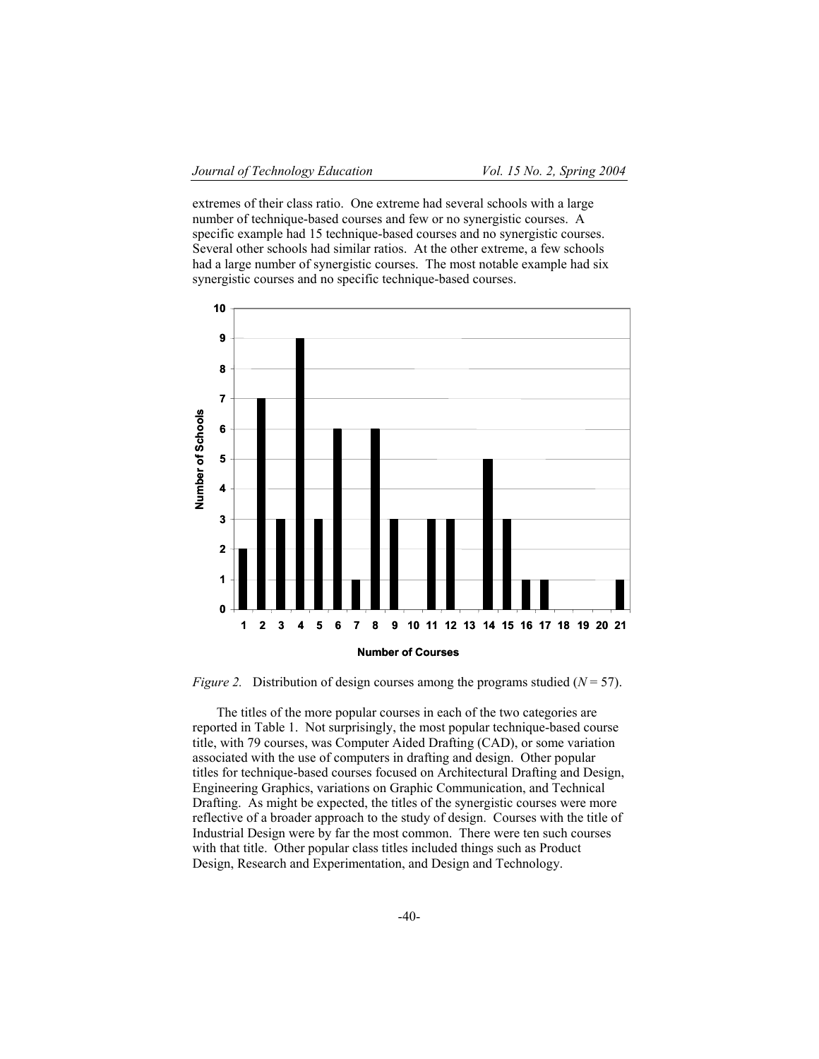extremes of their class ratio. One extreme had several schools with a large number of technique-based courses and few or no synergistic courses. A specific example had 15 technique-based courses and no synergistic courses. Several other schools had similar ratios. At the other extreme, a few schools had a large number of synergistic courses. The most notable example had six synergistic courses and no specific technique-based courses.

*Figure 2.* Distribution of design courses among the programs studied ($N = 57$).

The titles of the more popular courses in each of the two categories are reported in Table 1. Not surprisingly, the most popular technique-based course title, with 79 courses, was Computer Aided Drafting (CAD), or some variation associated with the use of computers in drafting and design. Other popular titles for technique-based courses focused on Architectural Drafting and Design, Engineering Graphics, variations on Graphic Communication, and Technical Drafting. As might be expected, the titles of the synergistic courses were more reflective of a broader approach to the study of design. Courses with the title of Industrial Design were by far the most common. There were ten such courses with that title. Other popular class titles included things such as Product Design, Research and Experimentation, and Design and Technology.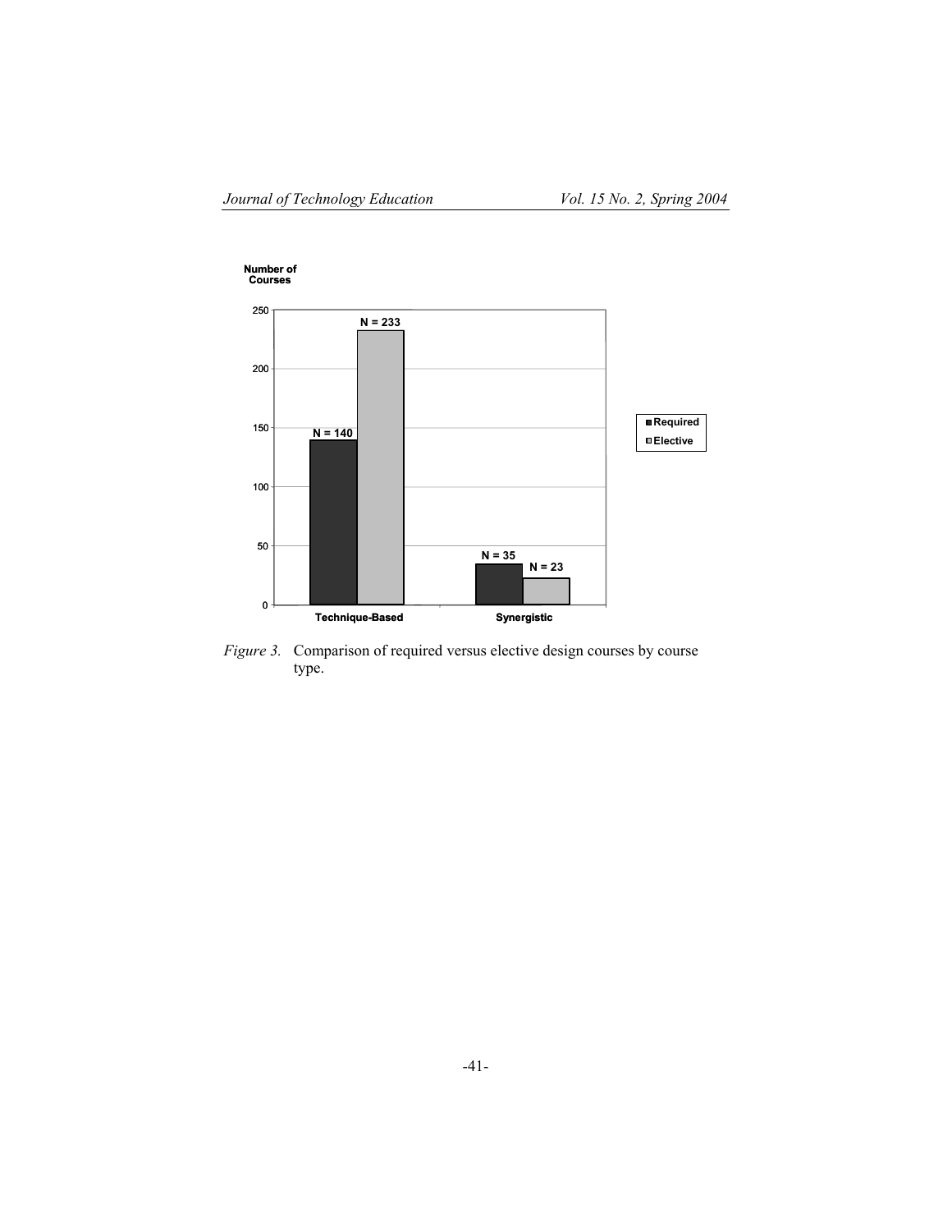*Figure 3.* Comparison of required versus elective design courses by course type.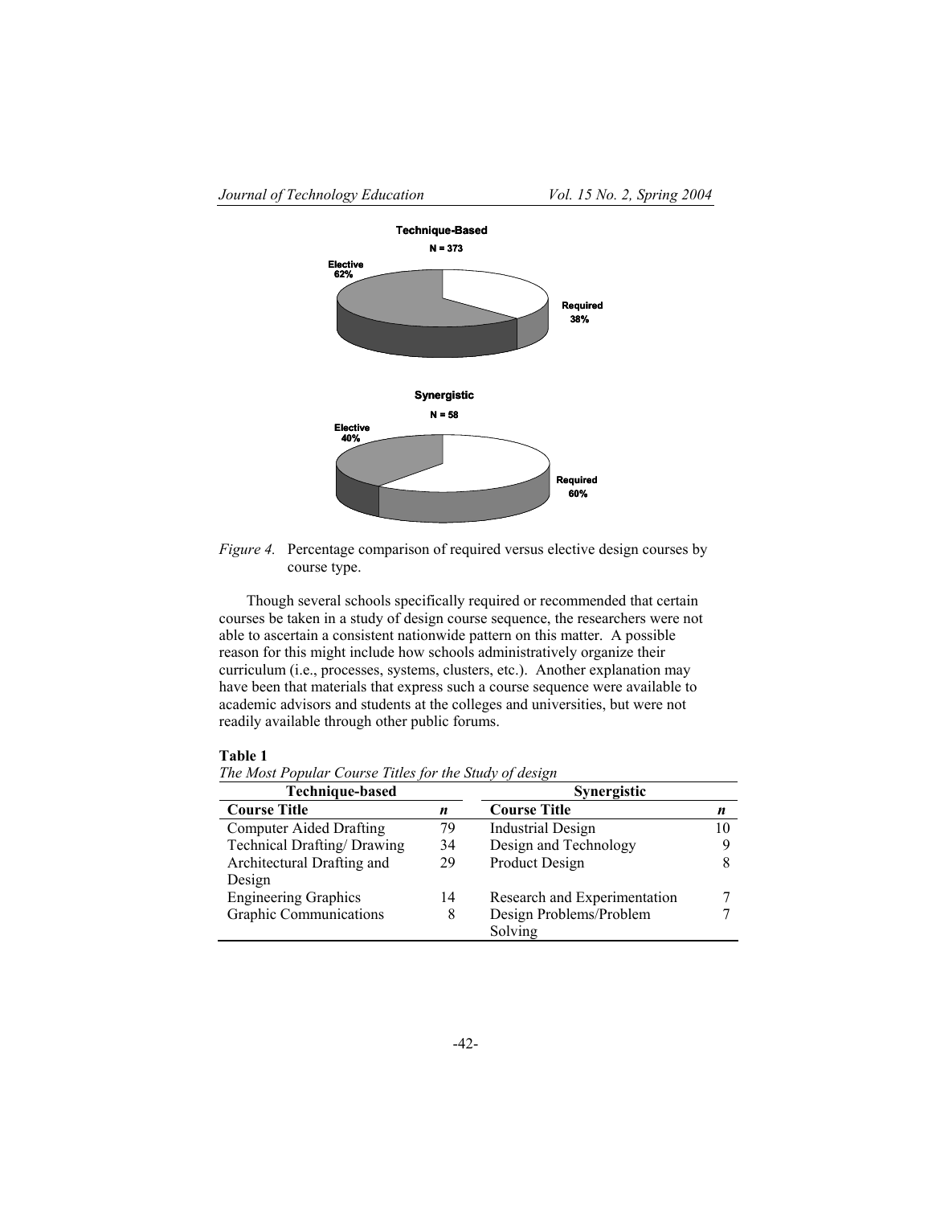**Technique-Based**

**N = 373**

**Elective 62%**

**Required 38%**

**Synergistic**

**N = 58**

**Elective 40%**

**Required 60%**

*Figure 4.* Percentage comparison of required versus elective design courses by course type.

Though several schools specifically required or recommended that certain courses be taken in a study of design course sequence, the researchers were not able to ascertain a consistent nationwide pattern on this matter. A possible reason for this might include how schools administratively organize their curriculum (i.e., processes, systems, clusters, etc.). Another explanation may have been that materials that express such a course sequence were available to academic advisors and students at the colleges and universities, but were not readily available through other public forums.

**Table 1**

*The Most Popular Course Titles for the Study of design*

| Technique-based | | Synergistic | |
|---|---|---|---|
| **Course Title** | ***n*** | **Course Title** | ***n*** |
| Computer Aided Drafting | 79 | Industrial Design | 10 |
| Technical Drafting/ Drawing | 34 | Design and Technology | 9 |
| Architectural Drafting and Design | 29 | Product Design | 8 |
| Engineering Graphics | 14 | Research and Experimentation | 7 |
| Graphic Communications | 8 | Design Problems/Problem Solving | 7 |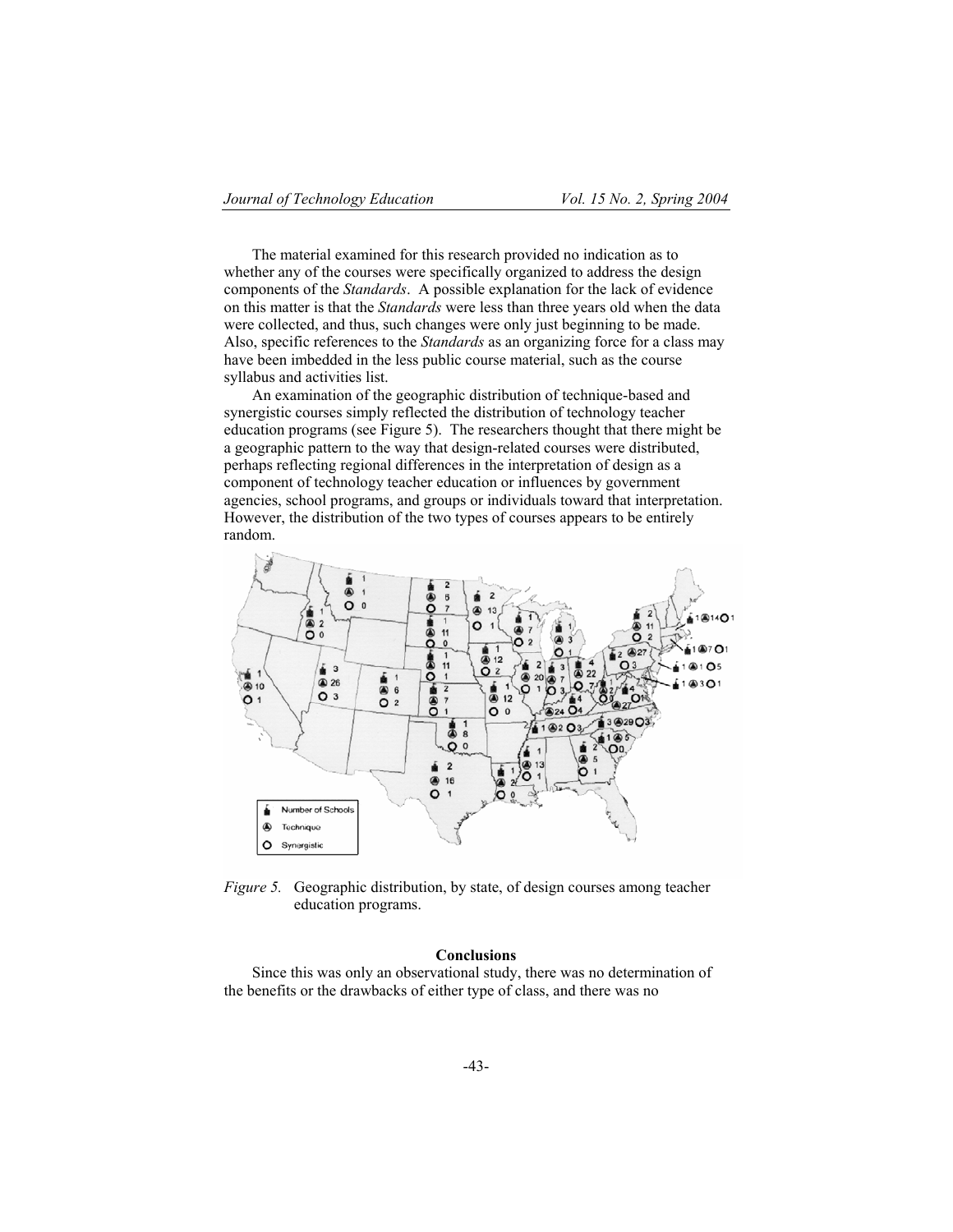The material examined for this research provided no indication as to whether any of the courses were specifically organized to address the design components of the *Standards*. A possible explanation for the lack of evidence on this matter is that the *Standards* were less than three years old when the data were collected, and thus, such changes were only just beginning to be made. Also, specific references to the *Standards* as an organizing force for a class may have been imbedded in the less public course material, such as the course syllabus and activities list.

An examination of the geographic distribution of technique-based and synergistic courses simply reflected the distribution of technology teacher education programs (see Figure 5). The researchers thought that there might be a geographic pattern to the way that design-related courses were distributed, perhaps reflecting regional differences in the interpretation of design as a component of technology teacher education or influences by government agencies, school programs, and groups or individuals toward that interpretation. However, the distribution of the two types of courses appears to be entirely random.

*Figure 5.* Geographic distribution, by state, of design courses among teacher education programs.

## Conclusions

Since this was only an observational study, there was no determination of the benefits or the drawbacks of either type of class, and there was no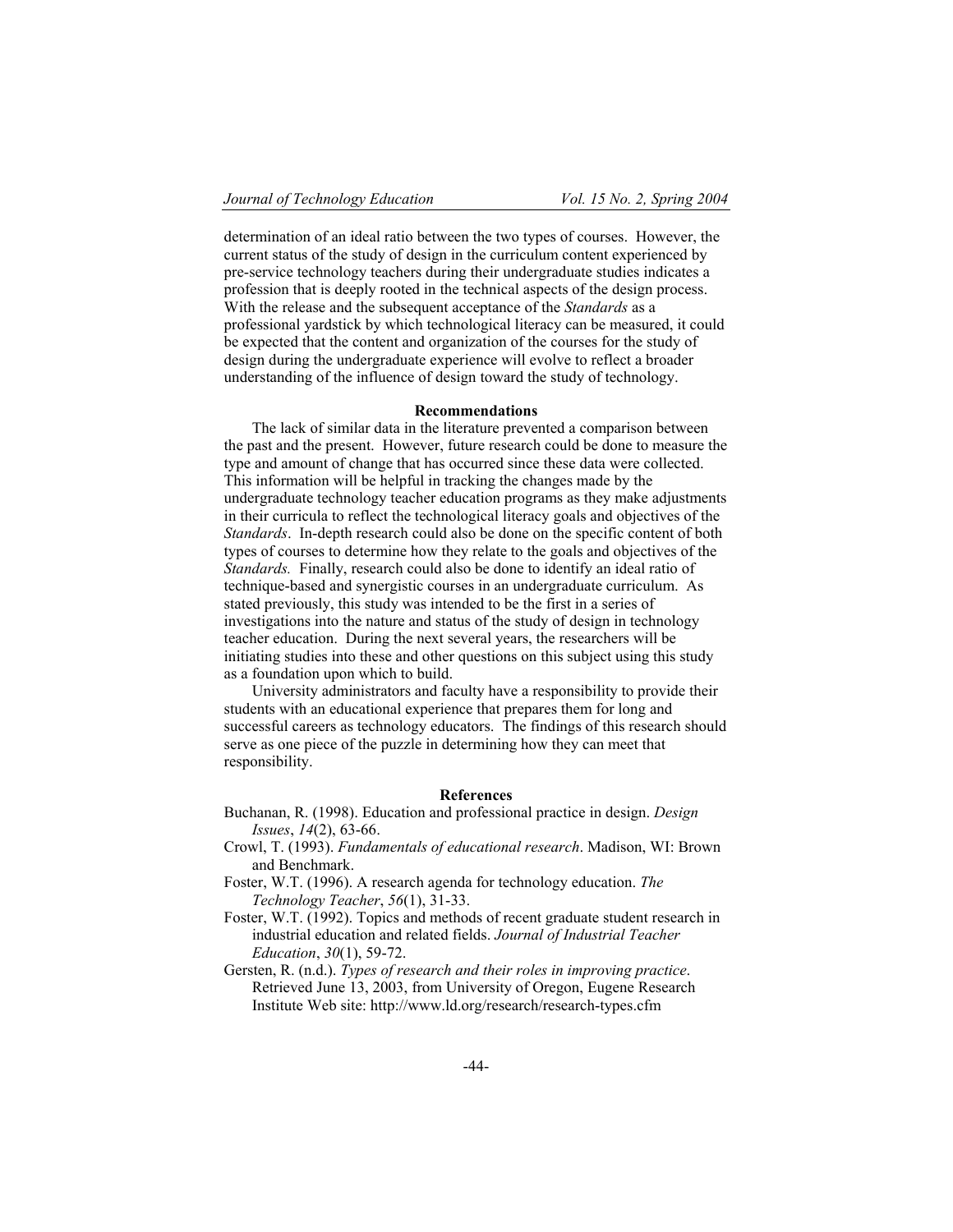determination of an ideal ratio between the two types of courses. However, the current status of the study of design in the curriculum content experienced by pre-service technology teachers during their undergraduate studies indicates a profession that is deeply rooted in the technical aspects of the design process. With the release and the subsequent acceptance of the *Standards* as a professional yardstick by which technological literacy can be measured, it could be expected that the content and organization of the courses for the study of design during the undergraduate experience will evolve to reflect a broader understanding of the influence of design toward the study of technology.

## Recommendations

The lack of similar data in the literature prevented a comparison between the past and the present. However, future research could be done to measure the type and amount of change that has occurred since these data were collected. This information will be helpful in tracking the changes made by the undergraduate technology teacher education programs as they make adjustments in their curricula to reflect the technological literacy goals and objectives of the *Standards*. In-depth research could also be done on the specific content of both types of courses to determine how they relate to the goals and objectives of the *Standards.* Finally, research could also be done to identify an ideal ratio of technique-based and synergistic courses in an undergraduate curriculum. As stated previously, this study was intended to be the first in a series of investigations into the nature and status of the study of design in technology teacher education. During the next several years, the researchers will be initiating studies into these and other questions on this subject using this study as a foundation upon which to build.

University administrators and faculty have a responsibility to provide their students with an educational experience that prepares them for long and successful careers as technology educators. The findings of this research should serve as one piece of the puzzle in determining how they can meet that responsibility.

## References

Buchanan, R. (1998). Education and professional practice in design. *Design Issues*, *14*(2), 63-66.

Crowl, T. (1993). *Fundamentals of educational research*. Madison, WI: Brown and Benchmark.

Foster, W.T. (1996). A research agenda for technology education. *The Technology Teacher*, *56*(1), 31-33.

Foster, W.T. (1992). Topics and methods of recent graduate student research in industrial education and related fields. *Journal of Industrial Teacher Education*, *30*(1), 59-72.

Gersten, R. (n.d.). *Types of research and their roles in improving practice*. Retrieved June 13, 2003, from University of Oregon, Eugene Research Institute Web site: http://www.ld.org/research/research-types.cfm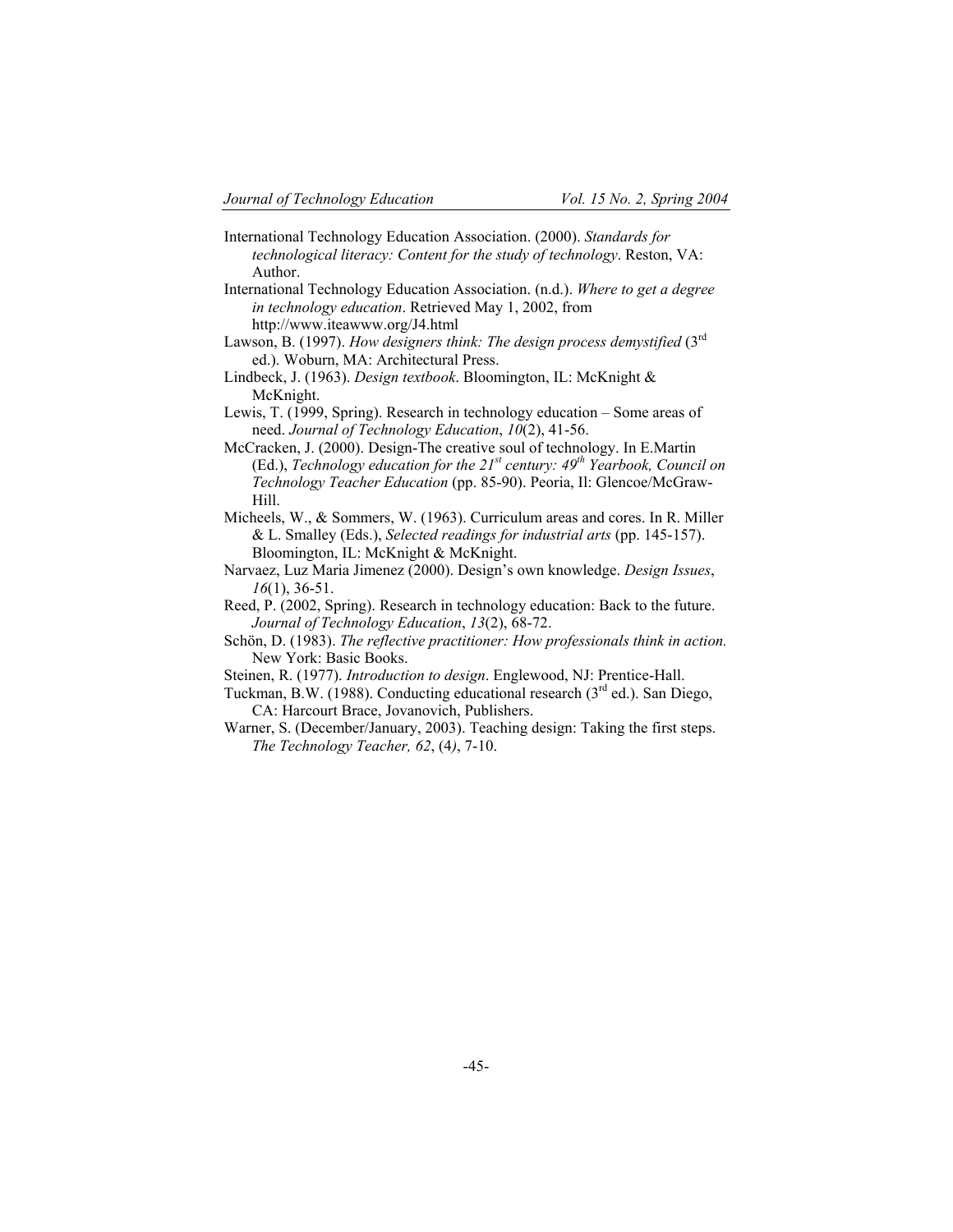International Technology Education Association. (2000). *Standards for technological literacy: Content for the study of technology*. Reston, VA: Author.

International Technology Education Association. (n.d.). *Where to get a degree in technology education*. Retrieved May 1, 2002, from http://www.iteawww.org/J4.html

Lawson, B. (1997). *How designers think: The design process demystified* (3rd ed.). Woburn, MA: Architectural Press.

Lindbeck, J. (1963). *Design textbook*. Bloomington, IL: McKnight & McKnight.

Lewis, T. (1999, Spring). Research in technology education – Some areas of need. *Journal of Technology Education*, *10*(2), 41-56.

McCracken, J. (2000). Design-The creative soul of technology. In E.Martin (Ed.), *Technology education for the 21st century: 49th Yearbook, Council on Technology Teacher Education* (pp. 85-90). Peoria, Il: Glencoe/McGraw-Hill.

Micheels, W., & Sommers, W. (1963). Curriculum areas and cores. In R. Miller & L. Smalley (Eds.), *Selected readings for industrial arts* (pp. 145-157). Bloomington, IL: McKnight & McKnight.

Narvaez, Luz Maria Jimenez (2000). Design's own knowledge. *Design Issues*, *16*(1), 36-51.

Reed, P. (2002, Spring). Research in technology education: Back to the future. *Journal of Technology Education*, *13*(2), 68-72.

Schön, D. (1983). *The reflective practitioner: How professionals think in action.* New York: Basic Books.

Steinen, R. (1977). *Introduction to design*. Englewood, NJ: Prentice-Hall.

Tuckman, B.W. (1988). Conducting educational research (3rd ed.). San Diego, CA: Harcourt Brace, Jovanovich, Publishers.

Warner, S. (December/January, 2003). Teaching design: Taking the first steps. *The Technology Teacher, 62*, (4), 7-10.